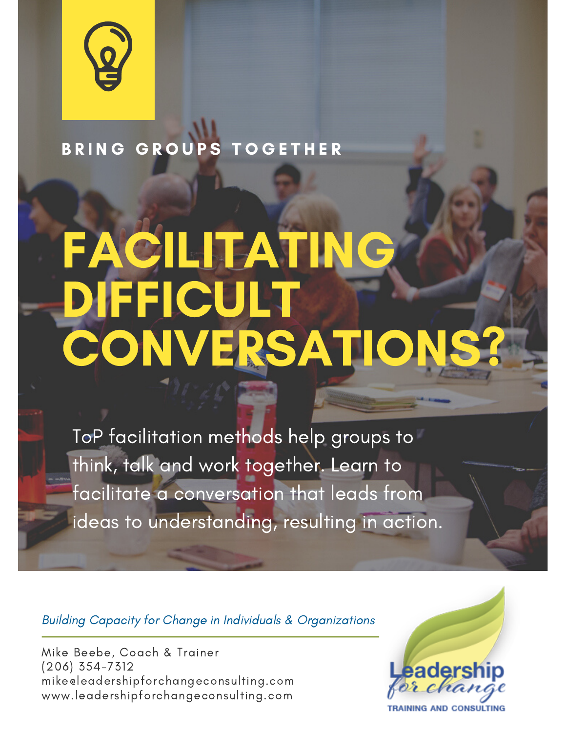BRING GROUPS TOGETHER

# FACILITATING DIFFICULT CONVERSATIONS?

ToP facilitation methods help groups to think, talk and work together. Learn to facilitate a conversation that leads from ideas to understanding, resulting in action.

*Building Capacity for Change in Individuals & Organizations*

Mike Beebe, Coach & Trainer
(206) 354-7312
mike@leadershipforchangeconsulting.com
www.leadershipforchangeconsulting.com

Leadership for change
TRAINING AND CONSULTING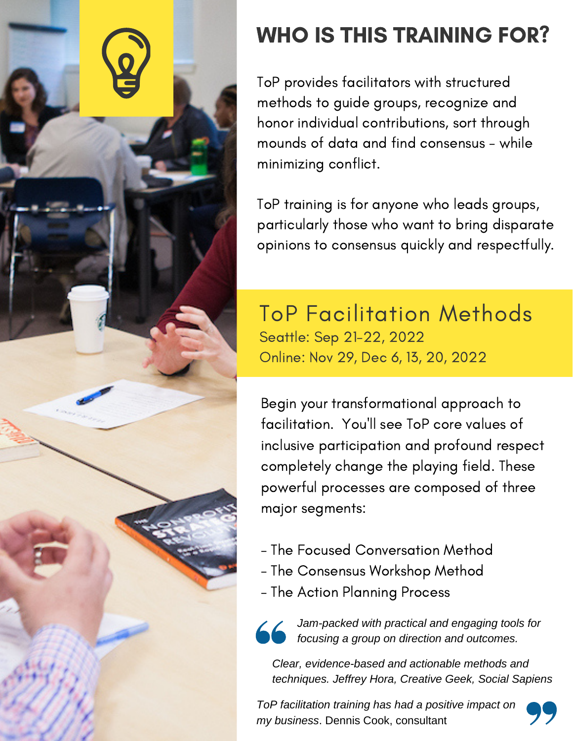## WHO IS THIS TRAINING FOR?

ToP provides facilitators with structured methods to guide groups, recognize and honor individual contributions, sort through mounds of data and find consensus - while minimizing conflict.

ToP training is for anyone who leads groups, particularly those who want to bring disparate opinions to consensus quickly and respectfully.

## ToP Facilitation Methods

Seattle: Sep 21-22, 2022
Online: Nov 29, Dec 6, 13, 20, 2022

Begin your transformational approach to facilitation. You'll see ToP core values of inclusive participation and profound respect completely change the playing field. These powerful processes are composed of three major segments:

- The Focused Conversation Method
- The Consensus Workshop Method
- The Action Planning Process

*Jam-packed with practical and engaging tools for focusing a group on direction and outcomes.*

*Clear, evidence-based and actionable methods and techniques. Jeffrey Hora, Creative Geek, Social Sapiens*

*ToP facilitation training has had a positive impact on my business*. Dennis Cook, consultant